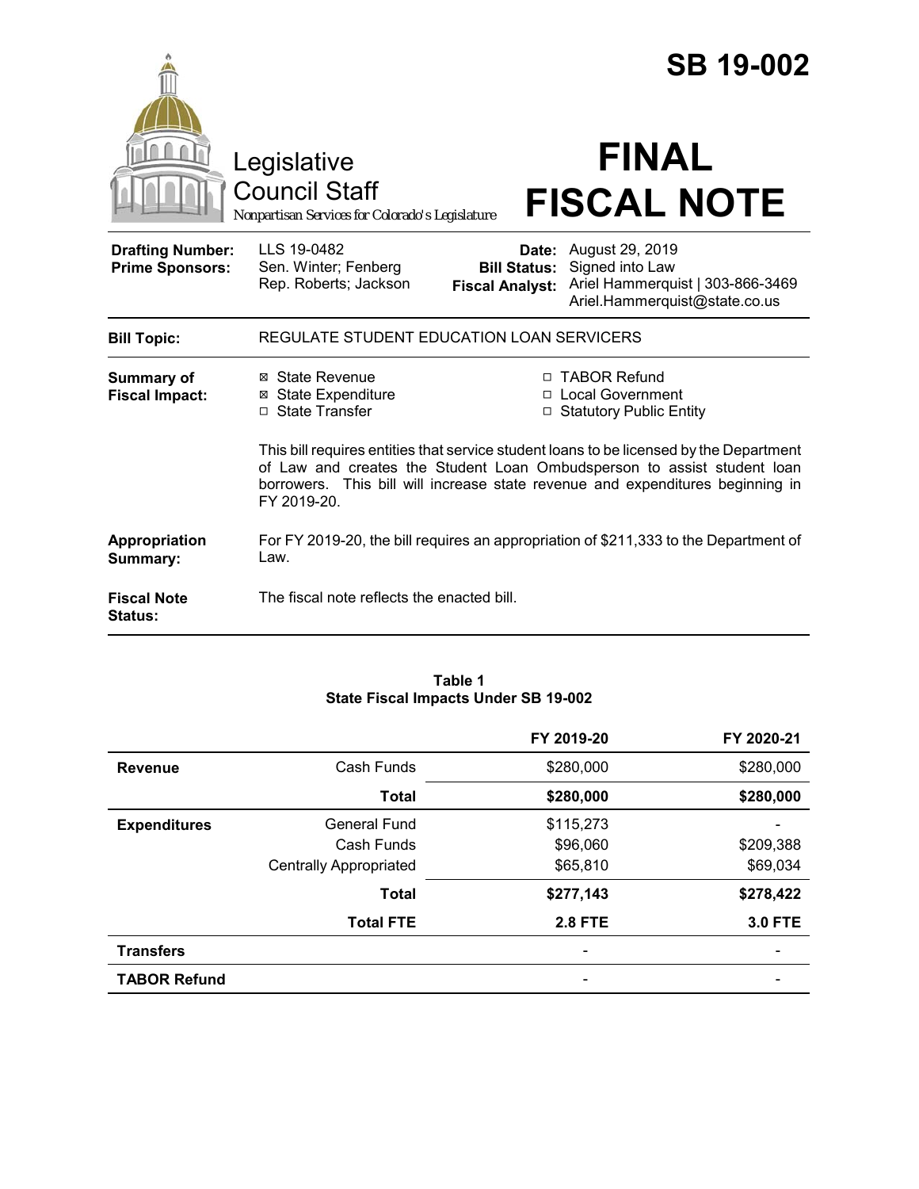# SB 19-002

Legislative Council Staff
*Nonpartisan Services for Colorado's Legislature*

# FINAL FISCAL NOTE

| | | | |
|---|---|---|---|
| **Drafting Number:** | LLS 19-0482 | **Date:** | August 29, 2019 |
| **Prime Sponsors:** | Sen. Winter; Fenberg<br>Rep. Roberts; Jackson | **Bill Status:** | Signed into Law |
| | | **Fiscal Analyst:** | Ariel Hammerquist \| 303-866-3469<br>Ariel.Hammerquist@state.co.us |

| | |
|---|---|
| **Bill Topic:** | REGULATE STUDENT EDUCATION LOAN SERVICERS |
| **Summary of Fiscal Impact:** | ☒ State Revenue ☒ State Expenditure ☐ State Transfer ☐ TABOR Refund ☐ Local Government ☐ Statutory Public Entity<br><br>This bill requires entities that service student loans to be licensed by the Department of Law and creates the Student Loan Ombudsperson to assist student loan borrowers. This bill will increase state revenue and expenditures beginning in FY 2019-20. |
| **Appropriation Summary:** | For FY 2019-20, the bill requires an appropriation of $211,333 to the Department of Law. |
| **Fiscal Note Status:** | The fiscal note reflects the enacted bill. |

**Table 1**
**State Fiscal Impacts Under SB 19-002**

| | | FY 2019-20 | FY 2020-21 |
|---|---|---|---|
| **Revenue** | Cash Funds | $280,000 | $280,000 |
| | **Total** | **$280,000** | **$280,000** |
| **Expenditures** | General Fund | $115,273 | - |
| | Cash Funds | $96,060 | $209,388 |
| | Centrally Appropriated | $65,810 | $69,034 |
| | **Total** | **$277,143** | **$278,422** |
| | **Total FTE** | **2.8 FTE** | **3.0 FTE** |
| **Transfers** | | - | - |
| **TABOR Refund** | | - | - |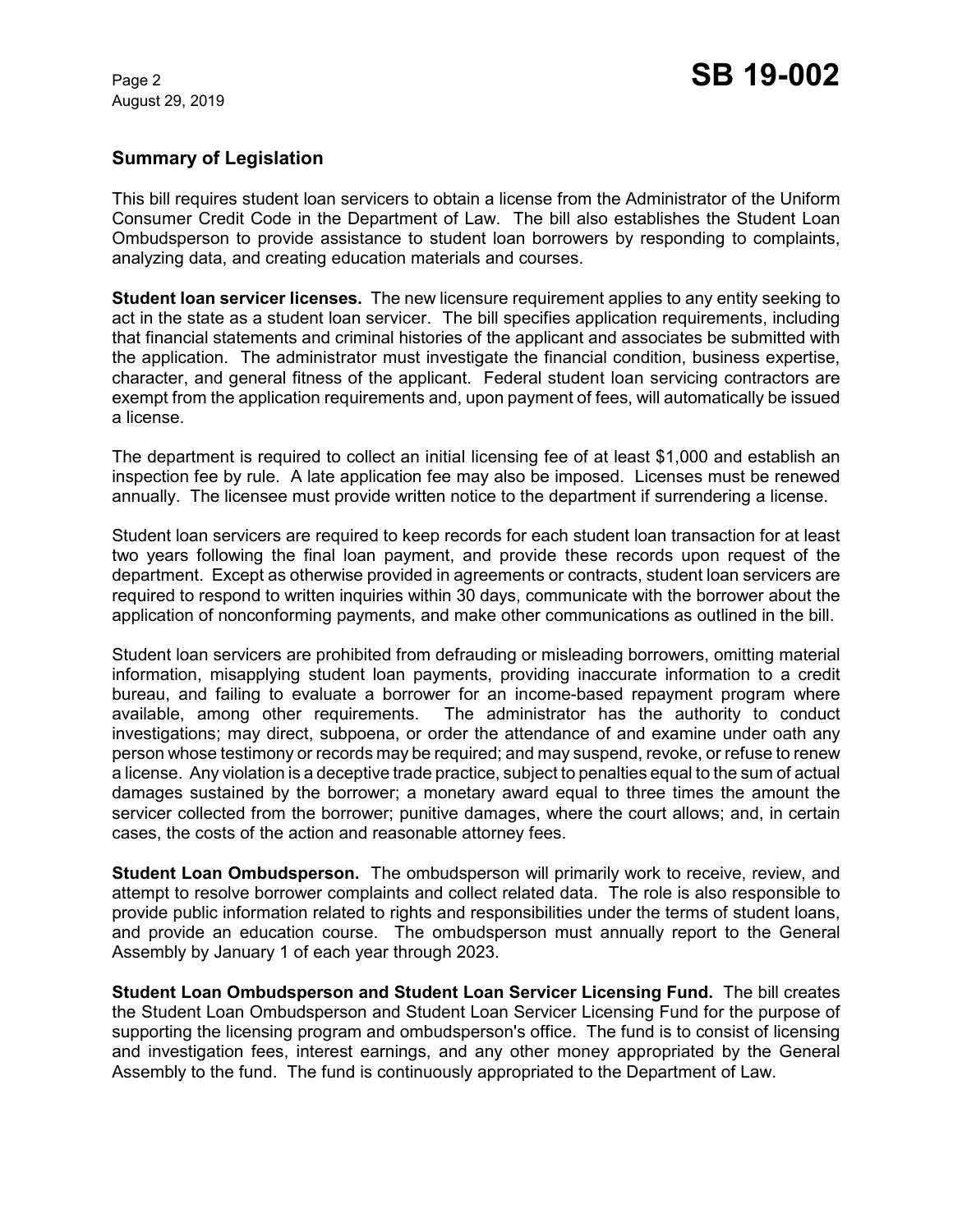## Summary of Legislation

This bill requires student loan servicers to obtain a license from the Administrator of the Uniform Consumer Credit Code in the Department of Law. The bill also establishes the Student Loan Ombudsperson to provide assistance to student loan borrowers by responding to complaints, analyzing data, and creating education materials and courses.

**Student loan servicer licenses.** The new licensure requirement applies to any entity seeking to act in the state as a student loan servicer. The bill specifies application requirements, including that financial statements and criminal histories of the applicant and associates be submitted with the application. The administrator must investigate the financial condition, business expertise, character, and general fitness of the applicant. Federal student loan servicing contractors are exempt from the application requirements and, upon payment of fees, will automatically be issued a license.

The department is required to collect an initial licensing fee of at least $1,000 and establish an inspection fee by rule. A late application fee may also be imposed. Licenses must be renewed annually. The licensee must provide written notice to the department if surrendering a license.

Student loan servicers are required to keep records for each student loan transaction for at least two years following the final loan payment, and provide these records upon request of the department. Except as otherwise provided in agreements or contracts, student loan servicers are required to respond to written inquiries within 30 days, communicate with the borrower about the application of nonconforming payments, and make other communications as outlined in the bill.

Student loan servicers are prohibited from defrauding or misleading borrowers, omitting material information, misapplying student loan payments, providing inaccurate information to a credit bureau, and failing to evaluate a borrower for an income-based repayment program where available, among other requirements. The administrator has the authority to conduct investigations; may direct, subpoena, or order the attendance of and examine under oath any person whose testimony or records may be required; and may suspend, revoke, or refuse to renew a license. Any violation is a deceptive trade practice, subject to penalties equal to the sum of actual damages sustained by the borrower; a monetary award equal to three times the amount the servicer collected from the borrower; punitive damages, where the court allows; and, in certain cases, the costs of the action and reasonable attorney fees.

**Student Loan Ombudsperson.** The ombudsperson will primarily work to receive, review, and attempt to resolve borrower complaints and collect related data. The role is also responsible to provide public information related to rights and responsibilities under the terms of student loans, and provide an education course. The ombudsperson must annually report to the General Assembly by January 1 of each year through 2023.

**Student Loan Ombudsperson and Student Loan Servicer Licensing Fund.** The bill creates the Student Loan Ombudsperson and Student Loan Servicer Licensing Fund for the purpose of supporting the licensing program and ombudsperson's office. The fund is to consist of licensing and investigation fees, interest earnings, and any other money appropriated by the General Assembly to the fund. The fund is continuously appropriated to the Department of Law.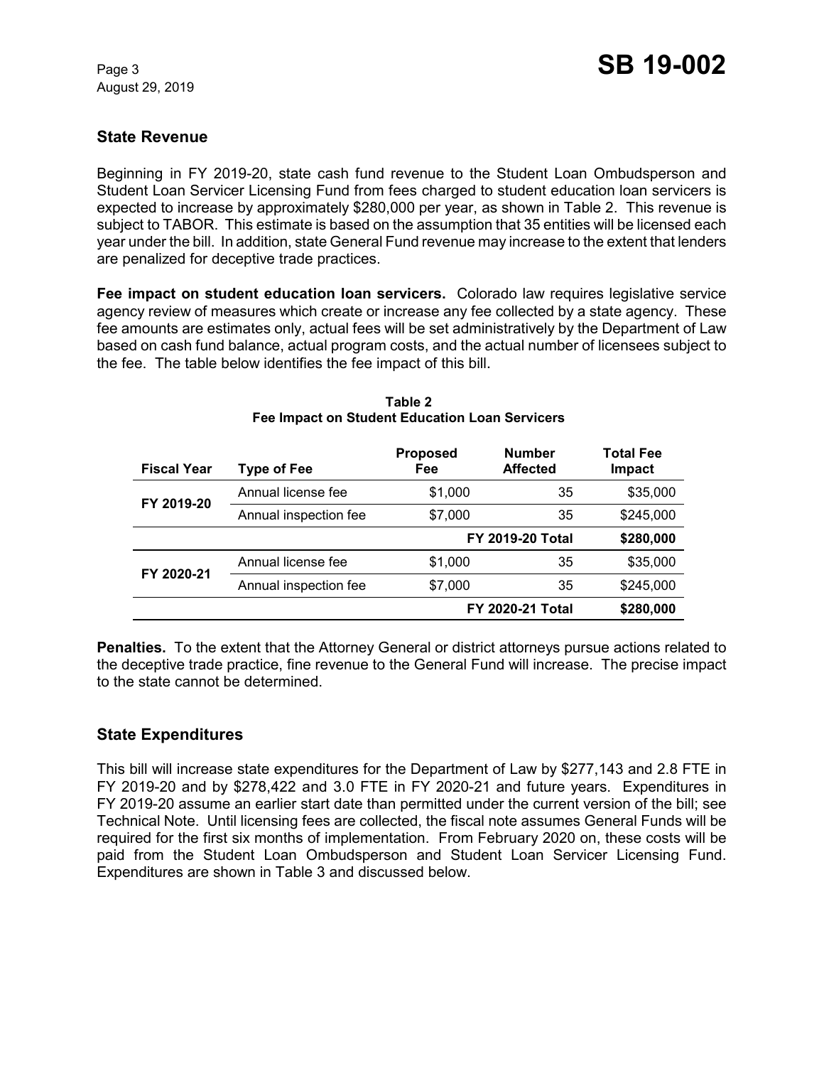## State Revenue

Beginning in FY 2019-20, state cash fund revenue to the Student Loan Ombudsperson and Student Loan Servicer Licensing Fund from fees charged to student education loan servicers is expected to increase by approximately $280,000 per year, as shown in Table 2. This revenue is subject to TABOR. This estimate is based on the assumption that 35 entities will be licensed each year under the bill. In addition, state General Fund revenue may increase to the extent that lenders are penalized for deceptive trade practices.

**Fee impact on student education loan servicers.** Colorado law requires legislative service agency review of measures which create or increase any fee collected by a state agency. These fee amounts are estimates only, actual fees will be set administratively by the Department of Law based on cash fund balance, actual program costs, and the actual number of licensees subject to the fee. The table below identifies the fee impact of this bill.

**Table 2**
**Fee Impact on Student Education Loan Servicers**

| Fiscal Year | Type of Fee | Proposed Fee | Number Affected | Total Fee Impact |
|---|---|---|---|---|
| FY 2019-20 | Annual license fee | $1,000 | 35 | $35,000 |
| | Annual inspection fee | $7,000 | 35 | $245,000 |
| | | | **FY 2019-20 Total** | **$280,000** |
| FY 2020-21 | Annual license fee | $1,000 | 35 | $35,000 |
| | Annual inspection fee | $7,000 | 35 | $245,000 |
| | | | **FY 2020-21 Total** | **$280,000** |

**Penalties.** To the extent that the Attorney General or district attorneys pursue actions related to the deceptive trade practice, fine revenue to the General Fund will increase. The precise impact to the state cannot be determined.

## State Expenditures

This bill will increase state expenditures for the Department of Law by $277,143 and 2.8 FTE in FY 2019-20 and by $278,422 and 3.0 FTE in FY 2020-21 and future years. Expenditures in FY 2019-20 assume an earlier start date than permitted under the current version of the bill; see Technical Note. Until licensing fees are collected, the fiscal note assumes General Funds will be required for the first six months of implementation. From February 2020 on, these costs will be paid from the Student Loan Ombudsperson and Student Loan Servicer Licensing Fund. Expenditures are shown in Table 3 and discussed below.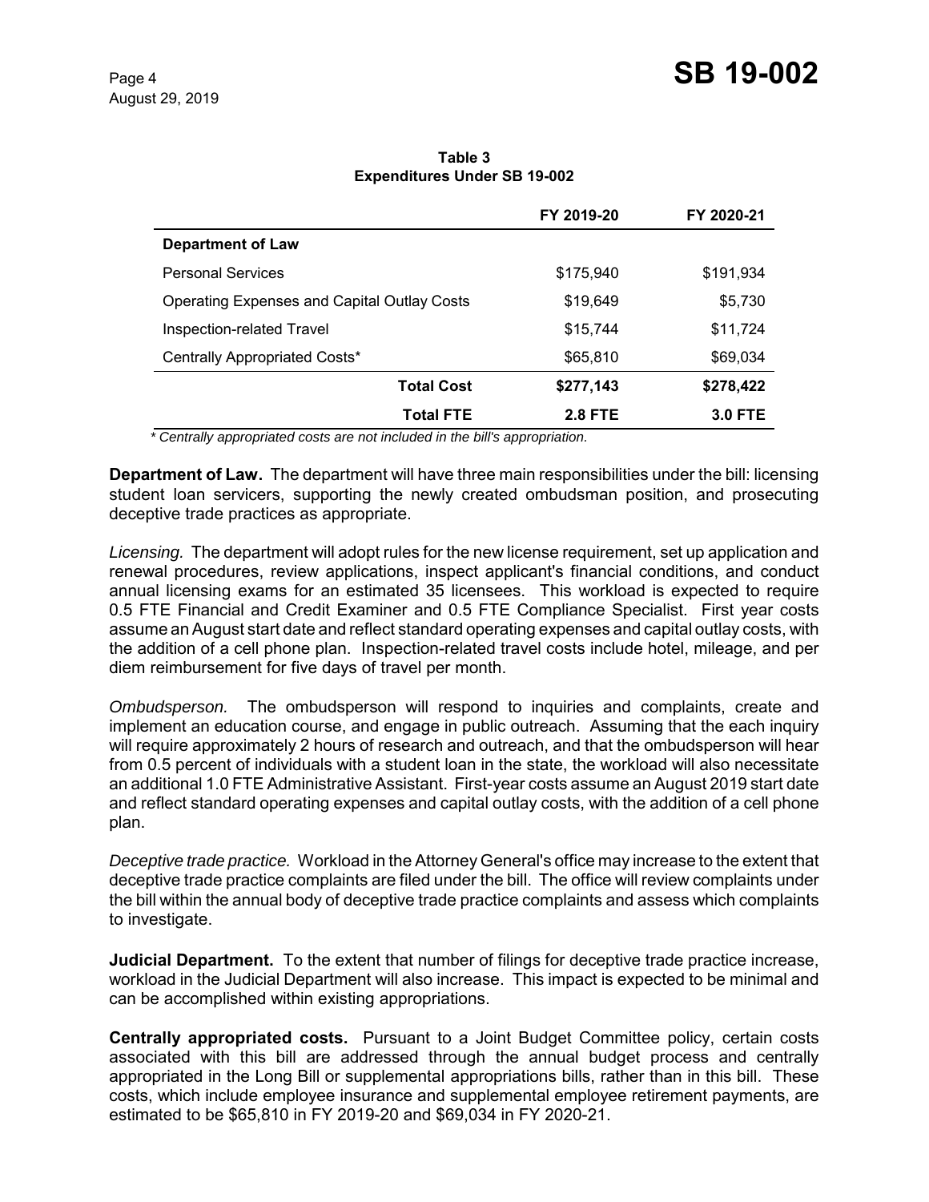**Table 3**
**Expenditures Under SB 19-002**

| | FY 2019-20 | FY 2020-21 |
|---|---|---|
| **Department of Law** | | |
| Personal Services | $175,940 | $191,934 |
| Operating Expenses and Capital Outlay Costs | $19,649 | $5,730 |
| Inspection-related Travel | $15,744 | $11,724 |
| Centrally Appropriated Costs* | $65,810 | $69,034 |
| **Total Cost** | **$277,143** | **$278,422** |
| **Total FTE** | **2.8 FTE** | **3.0 FTE** |

*\* Centrally appropriated costs are not included in the bill's appropriation.*

**Department of Law.** The department will have three main responsibilities under the bill: licensing student loan servicers, supporting the newly created ombudsman position, and prosecuting deceptive trade practices as appropriate.

*Licensing.* The department will adopt rules for the new license requirement, set up application and renewal procedures, review applications, inspect applicant's financial conditions, and conduct annual licensing exams for an estimated 35 licensees. This workload is expected to require 0.5 FTE Financial and Credit Examiner and 0.5 FTE Compliance Specialist. First year costs assume an August start date and reflect standard operating expenses and capital outlay costs, with the addition of a cell phone plan. Inspection-related travel costs include hotel, mileage, and per diem reimbursement for five days of travel per month.

*Ombudsperson.* The ombudsperson will respond to inquiries and complaints, create and implement an education course, and engage in public outreach. Assuming that the each inquiry will require approximately 2 hours of research and outreach, and that the ombudsperson will hear from 0.5 percent of individuals with a student loan in the state, the workload will also necessitate an additional 1.0 FTE Administrative Assistant. First-year costs assume an August 2019 start date and reflect standard operating expenses and capital outlay costs, with the addition of a cell phone plan.

*Deceptive trade practice.* Workload in the Attorney General's office may increase to the extent that deceptive trade practice complaints are filed under the bill. The office will review complaints under the bill within the annual body of deceptive trade practice complaints and assess which complaints to investigate.

**Judicial Department.** To the extent that number of filings for deceptive trade practice increase, workload in the Judicial Department will also increase. This impact is expected to be minimal and can be accomplished within existing appropriations.

**Centrally appropriated costs.** Pursuant to a Joint Budget Committee policy, certain costs associated with this bill are addressed through the annual budget process and centrally appropriated in the Long Bill or supplemental appropriations bills, rather than in this bill. These costs, which include employee insurance and supplemental employee retirement payments, are estimated to be $65,810 in FY 2019-20 and $69,034 in FY 2020-21.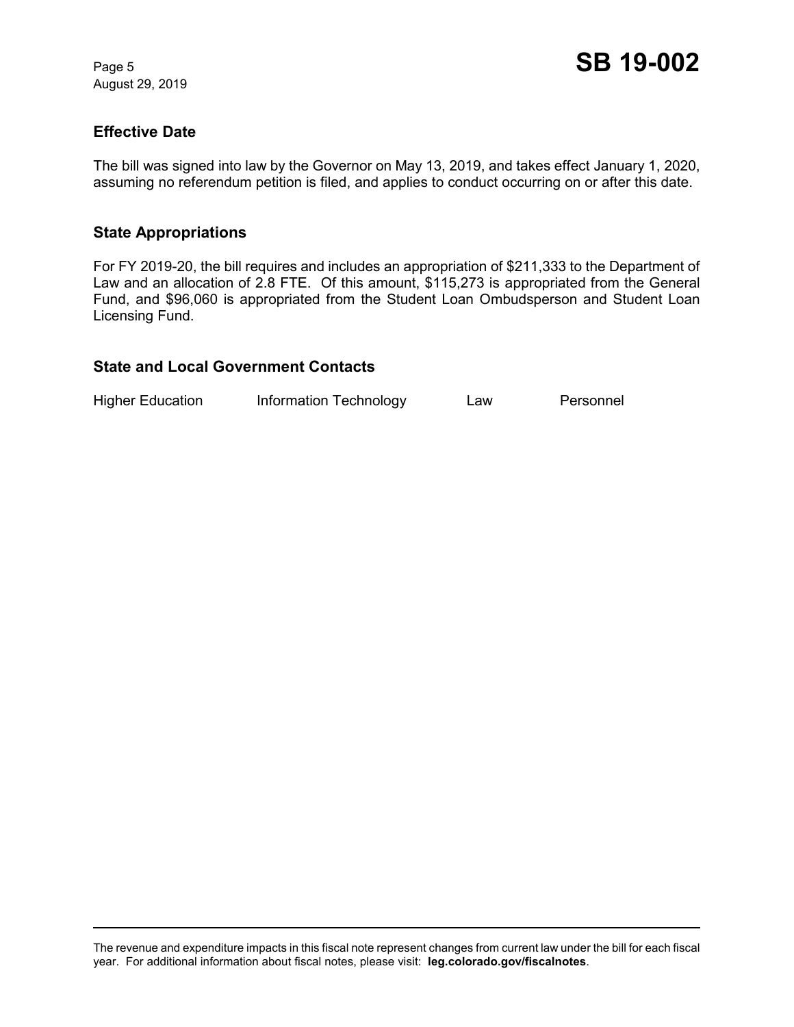## Effective Date

The bill was signed into law by the Governor on May 13, 2019, and takes effect January 1, 2020, assuming no referendum petition is filed, and applies to conduct occurring on or after this date.

## State Appropriations

For FY 2019-20, the bill requires and includes an appropriation of $211,333 to the Department of Law and an allocation of 2.8 FTE. Of this amount, $115,273 is appropriated from the General Fund, and $96,060 is appropriated from the Student Loan Ombudsperson and Student Loan Licensing Fund.

## State and Local Government Contacts

| | | | |
|---|---|---|---|
| Higher Education | Information Technology | Law | Personnel |

The revenue and expenditure impacts in this fiscal note represent changes from current law under the bill for each fiscal year. For additional information about fiscal notes, please visit: **leg.colorado.gov/fiscalnotes**.